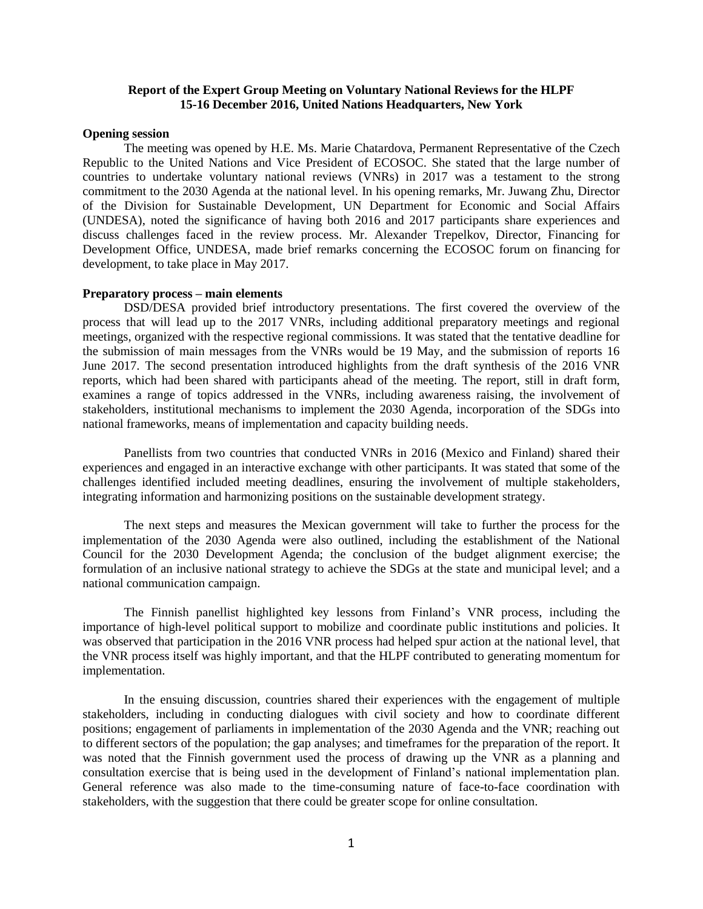# Report of the Expert Group Meeting on Voluntary National Reviews for the HLPF
## 15-16 December 2016, United Nations Headquarters, New York

**Opening session**

The meeting was opened by H.E. Ms. Marie Chatardova, Permanent Representative of the Czech Republic to the United Nations and Vice President of ECOSOC. She stated that the large number of countries to undertake voluntary national reviews (VNRs) in 2017 was a testament to the strong commitment to the 2030 Agenda at the national level. In his opening remarks, Mr. Juwang Zhu, Director of the Division for Sustainable Development, UN Department for Economic and Social Affairs (UNDESA), noted the significance of having both 2016 and 2017 participants share experiences and discuss challenges faced in the review process. Mr. Alexander Trepelkov, Director, Financing for Development Office, UNDESA, made brief remarks concerning the ECOSOC forum on financing for development, to take place in May 2017.

**Preparatory process – main elements**

DSD/DESA provided brief introductory presentations. The first covered the overview of the process that will lead up to the 2017 VNRs, including additional preparatory meetings and regional meetings, organized with the respective regional commissions. It was stated that the tentative deadline for the submission of main messages from the VNRs would be 19 May, and the submission of reports 16 June 2017. The second presentation introduced highlights from the draft synthesis of the 2016 VNR reports, which had been shared with participants ahead of the meeting. The report, still in draft form, examines a range of topics addressed in the VNRs, including awareness raising, the involvement of stakeholders, institutional mechanisms to implement the 2030 Agenda, incorporation of the SDGs into national frameworks, means of implementation and capacity building needs.

Panellists from two countries that conducted VNRs in 2016 (Mexico and Finland) shared their experiences and engaged in an interactive exchange with other participants. It was stated that some of the challenges identified included meeting deadlines, ensuring the involvement of multiple stakeholders, integrating information and harmonizing positions on the sustainable development strategy.

The next steps and measures the Mexican government will take to further the process for the implementation of the 2030 Agenda were also outlined, including the establishment of the National Council for the 2030 Development Agenda; the conclusion of the budget alignment exercise; the formulation of an inclusive national strategy to achieve the SDGs at the state and municipal level; and a national communication campaign.

The Finnish panellist highlighted key lessons from Finland's VNR process, including the importance of high-level political support to mobilize and coordinate public institutions and policies. It was observed that participation in the 2016 VNR process had helped spur action at the national level, that the VNR process itself was highly important, and that the HLPF contributed to generating momentum for implementation.

In the ensuing discussion, countries shared their experiences with the engagement of multiple stakeholders, including in conducting dialogues with civil society and how to coordinate different positions; engagement of parliaments in implementation of the 2030 Agenda and the VNR; reaching out to different sectors of the population; the gap analyses; and timeframes for the preparation of the report. It was noted that the Finnish government used the process of drawing up the VNR as a planning and consultation exercise that is being used in the development of Finland's national implementation plan. General reference was also made to the time-consuming nature of face-to-face coordination with stakeholders, with the suggestion that there could be greater scope for online consultation.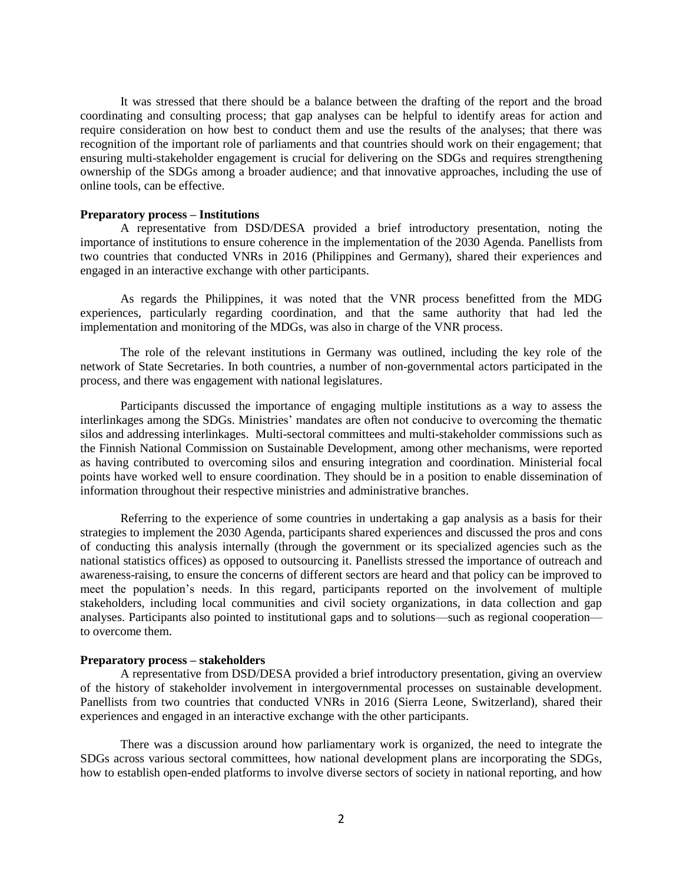It was stressed that there should be a balance between the drafting of the report and the broad coordinating and consulting process; that gap analyses can be helpful to identify areas for action and require consideration on how best to conduct them and use the results of the analyses; that there was recognition of the important role of parliaments and that countries should work on their engagement; that ensuring multi-stakeholder engagement is crucial for delivering on the SDGs and requires strengthening ownership of the SDGs among a broader audience; and that innovative approaches, including the use of online tools, can be effective.

**Preparatory process – Institutions**

A representative from DSD/DESA provided a brief introductory presentation, noting the importance of institutions to ensure coherence in the implementation of the 2030 Agenda. Panellists from two countries that conducted VNRs in 2016 (Philippines and Germany), shared their experiences and engaged in an interactive exchange with other participants.

As regards the Philippines, it was noted that the VNR process benefitted from the MDG experiences, particularly regarding coordination, and that the same authority that had led the implementation and monitoring of the MDGs, was also in charge of the VNR process.

The role of the relevant institutions in Germany was outlined, including the key role of the network of State Secretaries. In both countries, a number of non-governmental actors participated in the process, and there was engagement with national legislatures.

Participants discussed the importance of engaging multiple institutions as a way to assess the interlinkages among the SDGs. Ministries' mandates are often not conducive to overcoming the thematic silos and addressing interlinkages. Multi-sectoral committees and multi-stakeholder commissions such as the Finnish National Commission on Sustainable Development, among other mechanisms, were reported as having contributed to overcoming silos and ensuring integration and coordination. Ministerial focal points have worked well to ensure coordination. They should be in a position to enable dissemination of information throughout their respective ministries and administrative branches.

Referring to the experience of some countries in undertaking a gap analysis as a basis for their strategies to implement the 2030 Agenda, participants shared experiences and discussed the pros and cons of conducting this analysis internally (through the government or its specialized agencies such as the national statistics offices) as opposed to outsourcing it. Panellists stressed the importance of outreach and awareness-raising, to ensure the concerns of different sectors are heard and that policy can be improved to meet the population's needs. In this regard, participants reported on the involvement of multiple stakeholders, including local communities and civil society organizations, in data collection and gap analyses. Participants also pointed to institutional gaps and to solutions—such as regional cooperation—to overcome them.

**Preparatory process – stakeholders**

A representative from DSD/DESA provided a brief introductory presentation, giving an overview of the history of stakeholder involvement in intergovernmental processes on sustainable development. Panellists from two countries that conducted VNRs in 2016 (Sierra Leone, Switzerland), shared their experiences and engaged in an interactive exchange with the other participants.

There was a discussion around how parliamentary work is organized, the need to integrate the SDGs across various sectoral committees, how national development plans are incorporating the SDGs, how to establish open-ended platforms to involve diverse sectors of society in national reporting, and how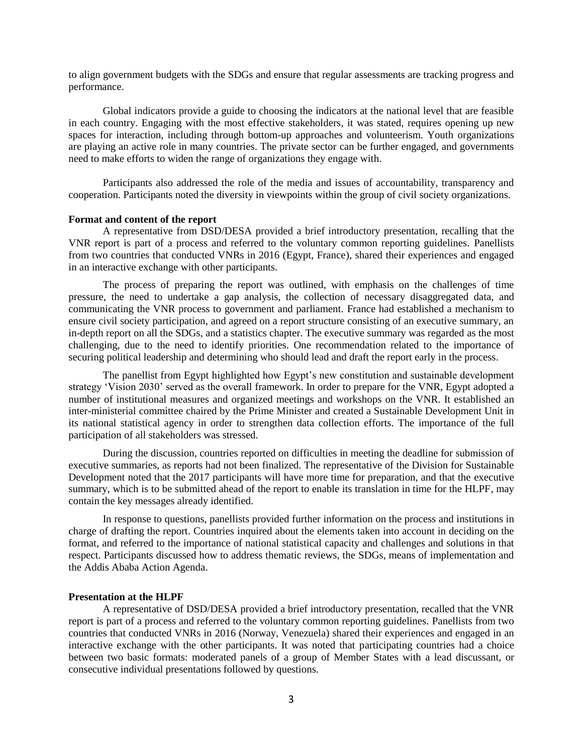to align government budgets with the SDGs and ensure that regular assessments are tracking progress and performance.

Global indicators provide a guide to choosing the indicators at the national level that are feasible in each country. Engaging with the most effective stakeholders, it was stated, requires opening up new spaces for interaction, including through bottom-up approaches and volunteerism. Youth organizations are playing an active role in many countries. The private sector can be further engaged, and governments need to make efforts to widen the range of organizations they engage with.

Participants also addressed the role of the media and issues of accountability, transparency and cooperation. Participants noted the diversity in viewpoints within the group of civil society organizations.

**Format and content of the report**

A representative from DSD/DESA provided a brief introductory presentation, recalling that the VNR report is part of a process and referred to the voluntary common reporting guidelines. Panellists from two countries that conducted VNRs in 2016 (Egypt, France), shared their experiences and engaged in an interactive exchange with other participants.

The process of preparing the report was outlined, with emphasis on the challenges of time pressure, the need to undertake a gap analysis, the collection of necessary disaggregated data, and communicating the VNR process to government and parliament. France had established a mechanism to ensure civil society participation, and agreed on a report structure consisting of an executive summary, an in-depth report on all the SDGs, and a statistics chapter. The executive summary was regarded as the most challenging, due to the need to identify priorities. One recommendation related to the importance of securing political leadership and determining who should lead and draft the report early in the process.

The panellist from Egypt highlighted how Egypt's new constitution and sustainable development strategy 'Vision 2030' served as the overall framework. In order to prepare for the VNR, Egypt adopted a number of institutional measures and organized meetings and workshops on the VNR. It established an inter-ministerial committee chaired by the Prime Minister and created a Sustainable Development Unit in its national statistical agency in order to strengthen data collection efforts. The importance of the full participation of all stakeholders was stressed.

During the discussion, countries reported on difficulties in meeting the deadline for submission of executive summaries, as reports had not been finalized. The representative of the Division for Sustainable Development noted that the 2017 participants will have more time for preparation, and that the executive summary, which is to be submitted ahead of the report to enable its translation in time for the HLPF, may contain the key messages already identified.

In response to questions, panellists provided further information on the process and institutions in charge of drafting the report. Countries inquired about the elements taken into account in deciding on the format, and referred to the importance of national statistical capacity and challenges and solutions in that respect. Participants discussed how to address thematic reviews, the SDGs, means of implementation and the Addis Ababa Action Agenda.

**Presentation at the HLPF**

A representative of DSD/DESA provided a brief introductory presentation, recalled that the VNR report is part of a process and referred to the voluntary common reporting guidelines. Panellists from two countries that conducted VNRs in 2016 (Norway, Venezuela) shared their experiences and engaged in an interactive exchange with the other participants. It was noted that participating countries had a choice between two basic formats: moderated panels of a group of Member States with a lead discussant, or consecutive individual presentations followed by questions.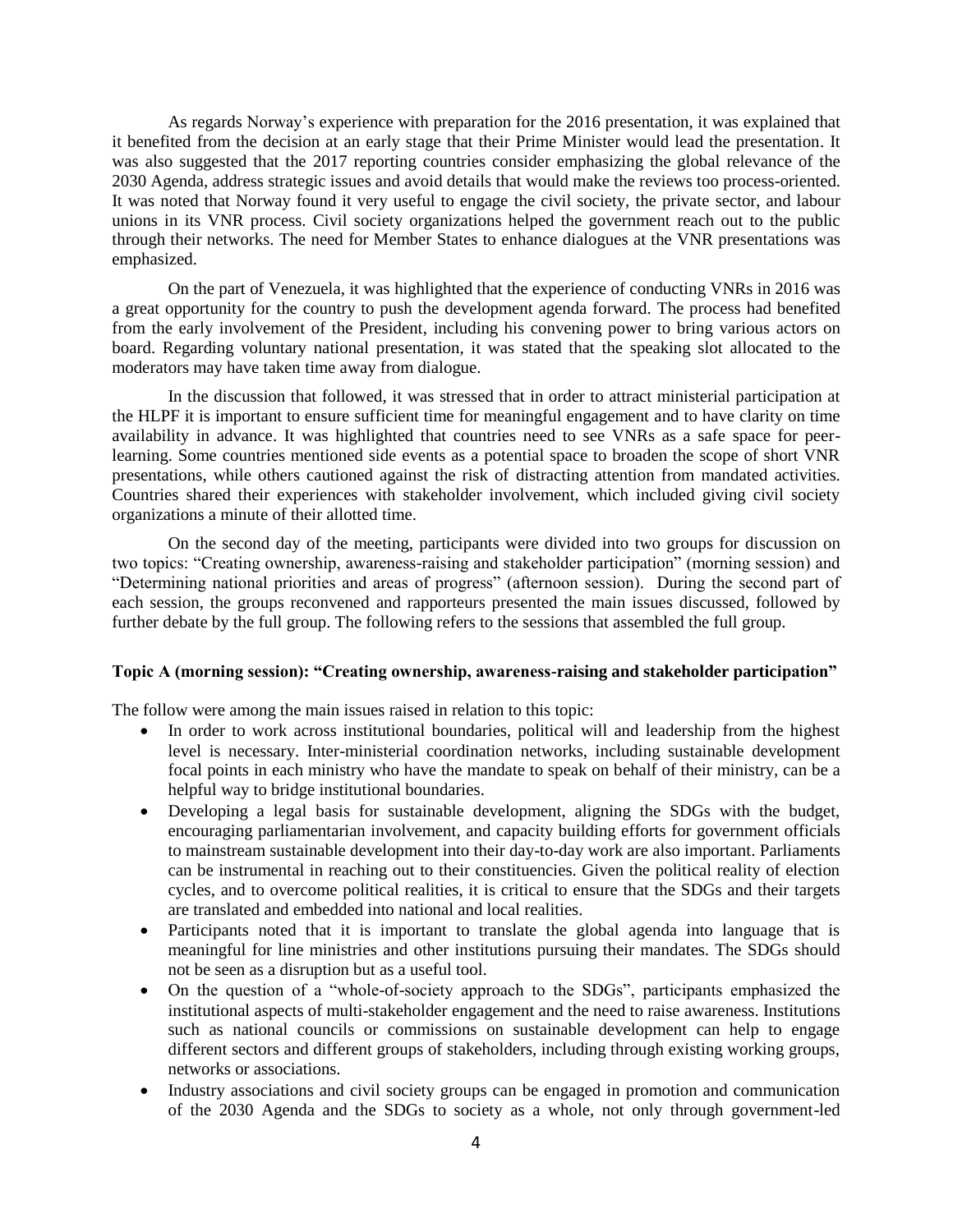As regards Norway's experience with preparation for the 2016 presentation, it was explained that it benefited from the decision at an early stage that their Prime Minister would lead the presentation. It was also suggested that the 2017 reporting countries consider emphasizing the global relevance of the 2030 Agenda, address strategic issues and avoid details that would make the reviews too process-oriented. It was noted that Norway found it very useful to engage the civil society, the private sector, and labour unions in its VNR process. Civil society organizations helped the government reach out to the public through their networks. The need for Member States to enhance dialogues at the VNR presentations was emphasized.

On the part of Venezuela, it was highlighted that the experience of conducting VNRs in 2016 was a great opportunity for the country to push the development agenda forward. The process had benefited from the early involvement of the President, including his convening power to bring various actors on board. Regarding voluntary national presentation, it was stated that the speaking slot allocated to the moderators may have taken time away from dialogue.

In the discussion that followed, it was stressed that in order to attract ministerial participation at the HLPF it is important to ensure sufficient time for meaningful engagement and to have clarity on time availability in advance. It was highlighted that countries need to see VNRs as a safe space for peer-learning. Some countries mentioned side events as a potential space to broaden the scope of short VNR presentations, while others cautioned against the risk of distracting attention from mandated activities. Countries shared their experiences with stakeholder involvement, which included giving civil society organizations a minute of their allotted time.

On the second day of the meeting, participants were divided into two groups for discussion on two topics: "Creating ownership, awareness-raising and stakeholder participation" (morning session) and "Determining national priorities and areas of progress" (afternoon session). During the second part of each session, the groups reconvened and rapporteurs presented the main issues discussed, followed by further debate by the full group. The following refers to the sessions that assembled the full group.

**Topic A (morning session): "Creating ownership, awareness-raising and stakeholder participation"**

The follow were among the main issues raised in relation to this topic:

- In order to work across institutional boundaries, political will and leadership from the highest level is necessary. Inter-ministerial coordination networks, including sustainable development focal points in each ministry who have the mandate to speak on behalf of their ministry, can be a helpful way to bridge institutional boundaries.
- Developing a legal basis for sustainable development, aligning the SDGs with the budget, encouraging parliamentarian involvement, and capacity building efforts for government officials to mainstream sustainable development into their day-to-day work are also important. Parliaments can be instrumental in reaching out to their constituencies. Given the political reality of election cycles, and to overcome political realities, it is critical to ensure that the SDGs and their targets are translated and embedded into national and local realities.
- Participants noted that it is important to translate the global agenda into language that is meaningful for line ministries and other institutions pursuing their mandates. The SDGs should not be seen as a disruption but as a useful tool.
- On the question of a "whole-of-society approach to the SDGs", participants emphasized the institutional aspects of multi-stakeholder engagement and the need to raise awareness. Institutions such as national councils or commissions on sustainable development can help to engage different sectors and different groups of stakeholders, including through existing working groups, networks or associations.
- Industry associations and civil society groups can be engaged in promotion and communication of the 2030 Agenda and the SDGs to society as a whole, not only through government-led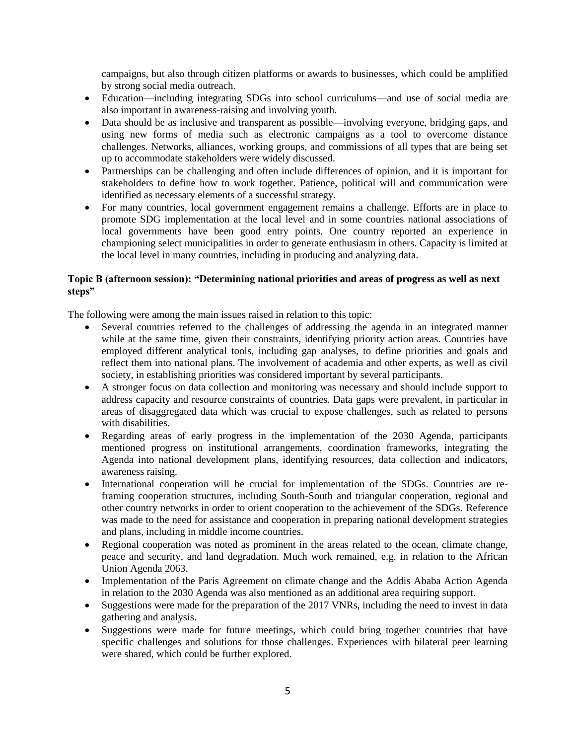campaigns, but also through citizen platforms or awards to businesses, which could be amplified by strong social media outreach.

- Education—including integrating SDGs into school curriculums—and use of social media are also important in awareness-raising and involving youth.
- Data should be as inclusive and transparent as possible—involving everyone, bridging gaps, and using new forms of media such as electronic campaigns as a tool to overcome distance challenges. Networks, alliances, working groups, and commissions of all types that are being set up to accommodate stakeholders were widely discussed.
- Partnerships can be challenging and often include differences of opinion, and it is important for stakeholders to define how to work together. Patience, political will and communication were identified as necessary elements of a successful strategy.
- For many countries, local government engagement remains a challenge. Efforts are in place to promote SDG implementation at the local level and in some countries national associations of local governments have been good entry points. One country reported an experience in championing select municipalities in order to generate enthusiasm in others. Capacity is limited at the local level in many countries, including in producing and analyzing data.

**Topic B (afternoon session): "Determining national priorities and areas of progress as well as next steps"**

The following were among the main issues raised in relation to this topic:

- Several countries referred to the challenges of addressing the agenda in an integrated manner while at the same time, given their constraints, identifying priority action areas. Countries have employed different analytical tools, including gap analyses, to define priorities and goals and reflect them into national plans. The involvement of academia and other experts, as well as civil society, in establishing priorities was considered important by several participants.
- A stronger focus on data collection and monitoring was necessary and should include support to address capacity and resource constraints of countries. Data gaps were prevalent, in particular in areas of disaggregated data which was crucial to expose challenges, such as related to persons with disabilities.
- Regarding areas of early progress in the implementation of the 2030 Agenda, participants mentioned progress on institutional arrangements, coordination frameworks, integrating the Agenda into national development plans, identifying resources, data collection and indicators, awareness raising.
- International cooperation will be crucial for implementation of the SDGs. Countries are re-framing cooperation structures, including South-South and triangular cooperation, regional and other country networks in order to orient cooperation to the achievement of the SDGs. Reference was made to the need for assistance and cooperation in preparing national development strategies and plans, including in middle income countries.
- Regional cooperation was noted as prominent in the areas related to the ocean, climate change, peace and security, and land degradation. Much work remained, e.g. in relation to the African Union Agenda 2063.
- Implementation of the Paris Agreement on climate change and the Addis Ababa Action Agenda in relation to the 2030 Agenda was also mentioned as an additional area requiring support.
- Suggestions were made for the preparation of the 2017 VNRs, including the need to invest in data gathering and analysis.
- Suggestions were made for future meetings, which could bring together countries that have specific challenges and solutions for those challenges. Experiences with bilateral peer learning were shared, which could be further explored.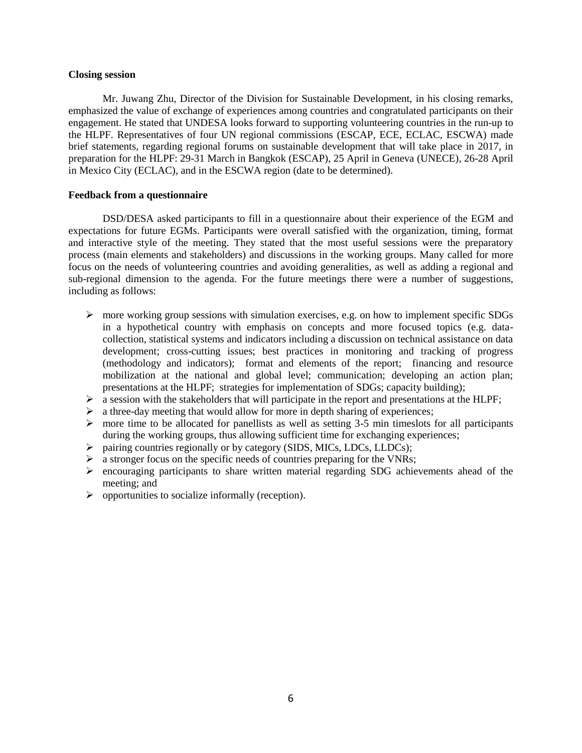**Closing session**

Mr. Juwang Zhu, Director of the Division for Sustainable Development, in his closing remarks, emphasized the value of exchange of experiences among countries and congratulated participants on their engagement. He stated that UNDESA looks forward to supporting volunteering countries in the run-up to the HLPF. Representatives of four UN regional commissions (ESCAP, ECE, ECLAC, ESCWA) made brief statements, regarding regional forums on sustainable development that will take place in 2017, in preparation for the HLPF: 29-31 March in Bangkok (ESCAP), 25 April in Geneva (UNECE), 26-28 April in Mexico City (ECLAC), and in the ESCWA region (date to be determined).

**Feedback from a questionnaire**

DSD/DESA asked participants to fill in a questionnaire about their experience of the EGM and expectations for future EGMs. Participants were overall satisfied with the organization, timing, format and interactive style of the meeting. They stated that the most useful sessions were the preparatory process (main elements and stakeholders) and discussions in the working groups. Many called for more focus on the needs of volunteering countries and avoiding generalities, as well as adding a regional and sub-regional dimension to the agenda. For the future meetings there were a number of suggestions, including as follows:

- more working group sessions with simulation exercises, e.g. on how to implement specific SDGs in a hypothetical country with emphasis on concepts and more focused topics (e.g. data-collection, statistical systems and indicators including a discussion on technical assistance on data development; cross-cutting issues; best practices in monitoring and tracking of progress (methodology and indicators); format and elements of the report; financing and resource mobilization at the national and global level; communication; developing an action plan; presentations at the HLPF; strategies for implementation of SDGs; capacity building);
- a session with the stakeholders that will participate in the report and presentations at the HLPF;
- a three-day meeting that would allow for more in depth sharing of experiences;
- more time to be allocated for panellists as well as setting 3-5 min timeslots for all participants during the working groups, thus allowing sufficient time for exchanging experiences;
- pairing countries regionally or by category (SIDS, MICs, LDCs, LLDCs);
- a stronger focus on the specific needs of countries preparing for the VNRs;
- encouraging participants to share written material regarding SDG achievements ahead of the meeting; and
- opportunities to socialize informally (reception).